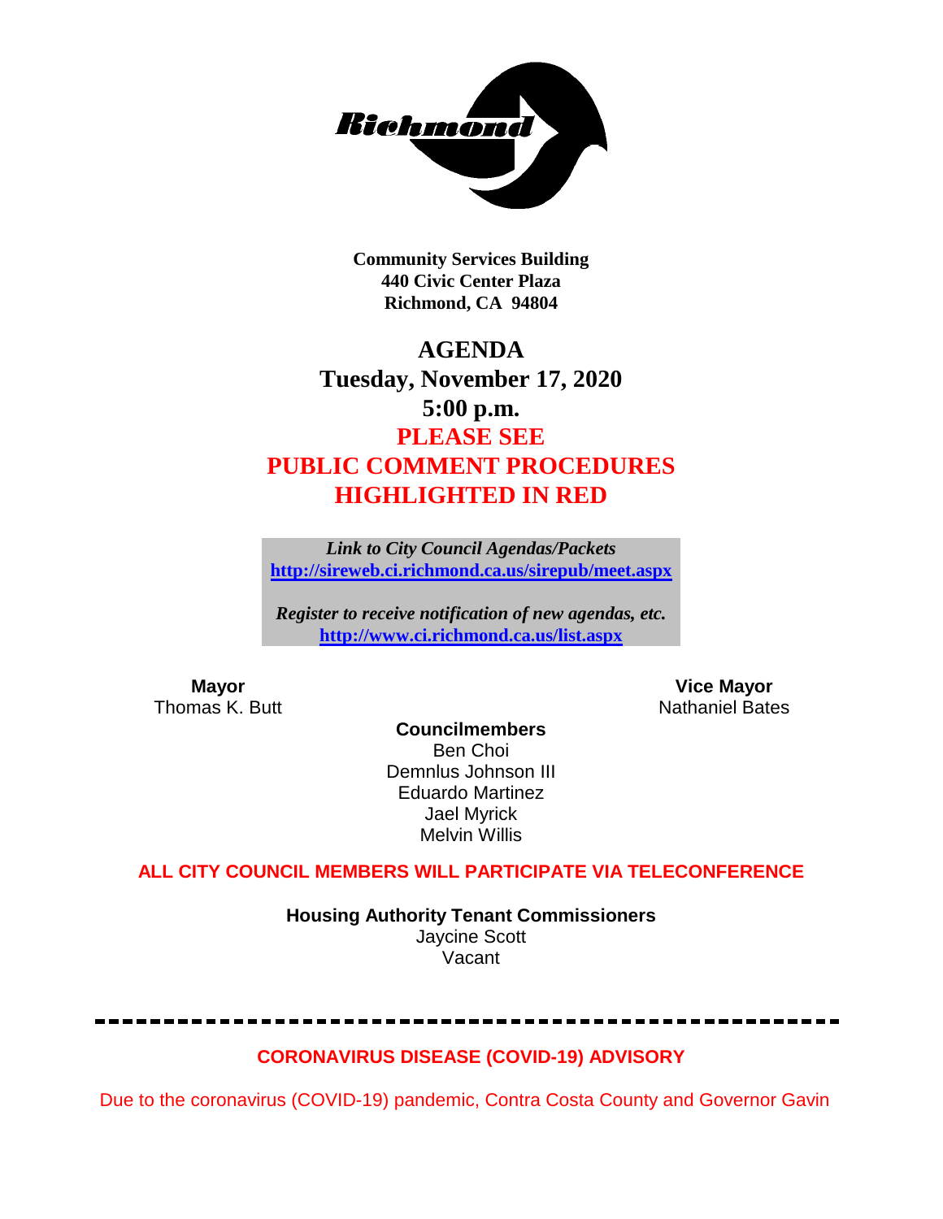**Community Services Building**
**440 Civic Center Plaza**
**Richmond, CA 94804**

# AGENDA
## Tuesday, November 17, 2020
## 5:00 p.m.
## PLEASE SEE PUBLIC COMMENT PROCEDURES HIGHLIGHTED IN RED

***Link to City Council Agendas/Packets***
**http://sireweb.ci.richmond.ca.us/sirepub/meet.aspx**

***Register to receive notification of new agendas, etc.***
**http://www.ci.richmond.ca.us/list.aspx**

**Mayor**
Thomas K. Butt

**Vice Mayor**
Nathaniel Bates

**Councilmembers**
Ben Choi
Demnlus Johnson III
Eduardo Martinez
Jael Myrick
Melvin Willis

**ALL CITY COUNCIL MEMBERS WILL PARTICIPATE VIA TELECONFERENCE**

**Housing Authority Tenant Commissioners**
Jaycine Scott
Vacant

---

**CORONAVIRUS DISEASE (COVID-19) ADVISORY**

Due to the coronavirus (COVID-19) pandemic, Contra Costa County and Governor Gavin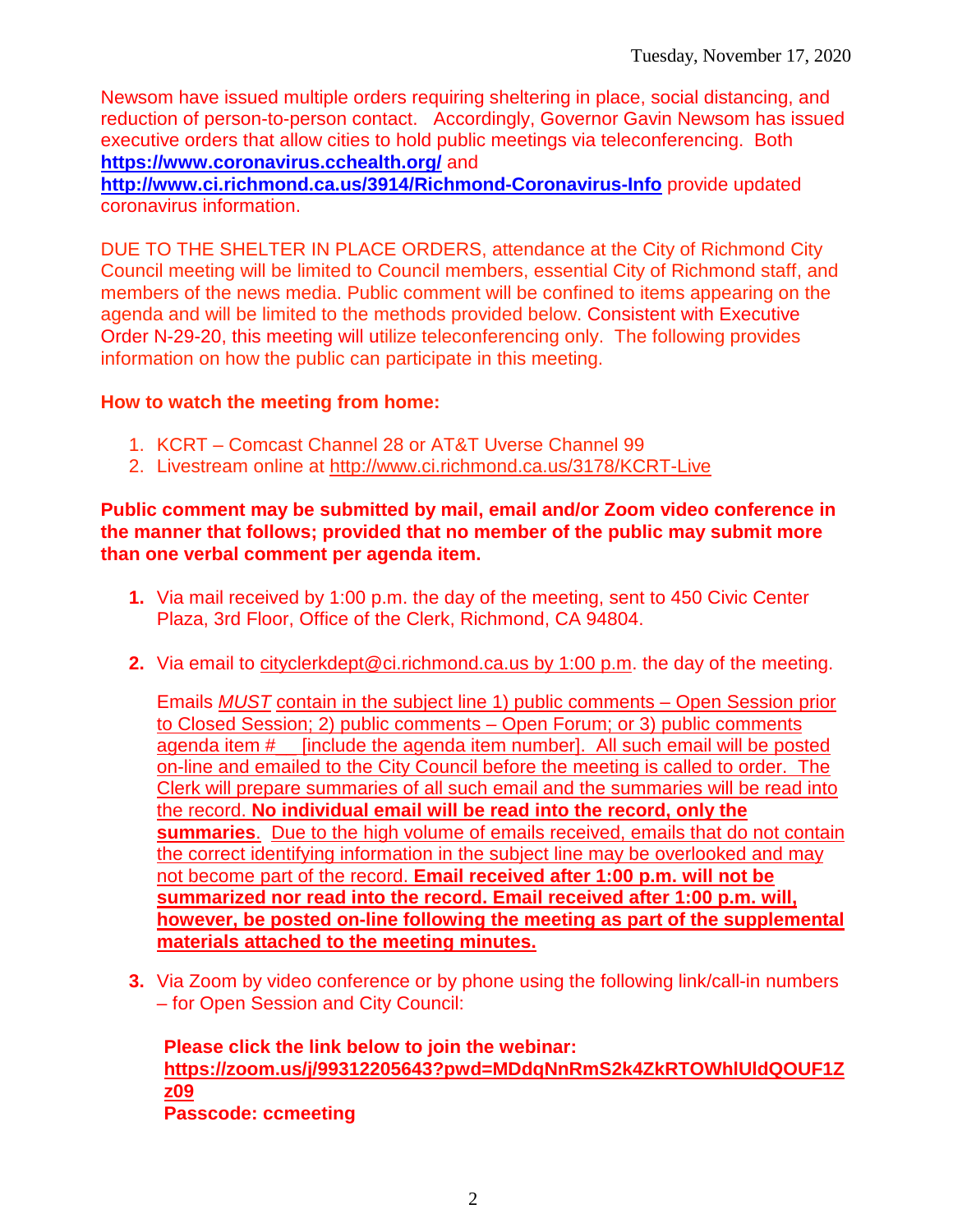Newsom have issued multiple orders requiring sheltering in place, social distancing, and reduction of person-to-person contact. Accordingly, Governor Gavin Newsom has issued executive orders that allow cities to hold public meetings via teleconferencing. Both **https://www.coronavirus.cchealth.org/** and **http://www.ci.richmond.ca.us/3914/Richmond-Coronavirus-Info** provide updated coronavirus information.

DUE TO THE SHELTER IN PLACE ORDERS, attendance at the City of Richmond City Council meeting will be limited to Council members, essential City of Richmond staff, and members of the news media. Public comment will be confined to items appearing on the agenda and will be limited to the methods provided below. Consistent with Executive Order N-29-20, this meeting will utilize teleconferencing only. The following provides information on how the public can participate in this meeting.

**How to watch the meeting from home:**

1. KCRT – Comcast Channel 28 or AT&T Uverse Channel 99
2. Livestream online at http://www.ci.richmond.ca.us/3178/KCRT-Live

**Public comment may be submitted by mail, email and/or Zoom video conference in the manner that follows; provided that no member of the public may submit more than one verbal comment per agenda item.**

1. Via mail received by 1:00 p.m. the day of the meeting, sent to 450 Civic Center Plaza, 3rd Floor, Office of the Clerk, Richmond, CA 94804.

2. Via email to cityclerkdept@ci.richmond.ca.us by 1:00 p.m. the day of the meeting.

   Emails *MUST* contain in the subject line 1) public comments – Open Session prior to Closed Session; 2) public comments – Open Forum; or 3) public comments agenda item # __ [include the agenda item number]. All such email will be posted on-line and emailed to the City Council before the meeting is called to order. The Clerk will prepare summaries of all such email and the summaries will be read into the record. **No individual email will be read into the record, only the summaries**. Due to the high volume of emails received, emails that do not contain the correct identifying information in the subject line may be overlooked and may not become part of the record. **Email received after 1:00 p.m. will not be summarized nor read into the record. Email received after 1:00 p.m. will, however, be posted on-line following the meeting as part of the supplemental materials attached to the meeting minutes.**

3. Via Zoom by video conference or by phone using the following link/call-in numbers – for Open Session and City Council:

   **Please click the link below to join the webinar:**
   **https://zoom.us/j/99312205643?pwd=MDdqNnRmS2k4ZkRTOWhlUldQOUF1Zz09**
   **Passcode: ccmeeting**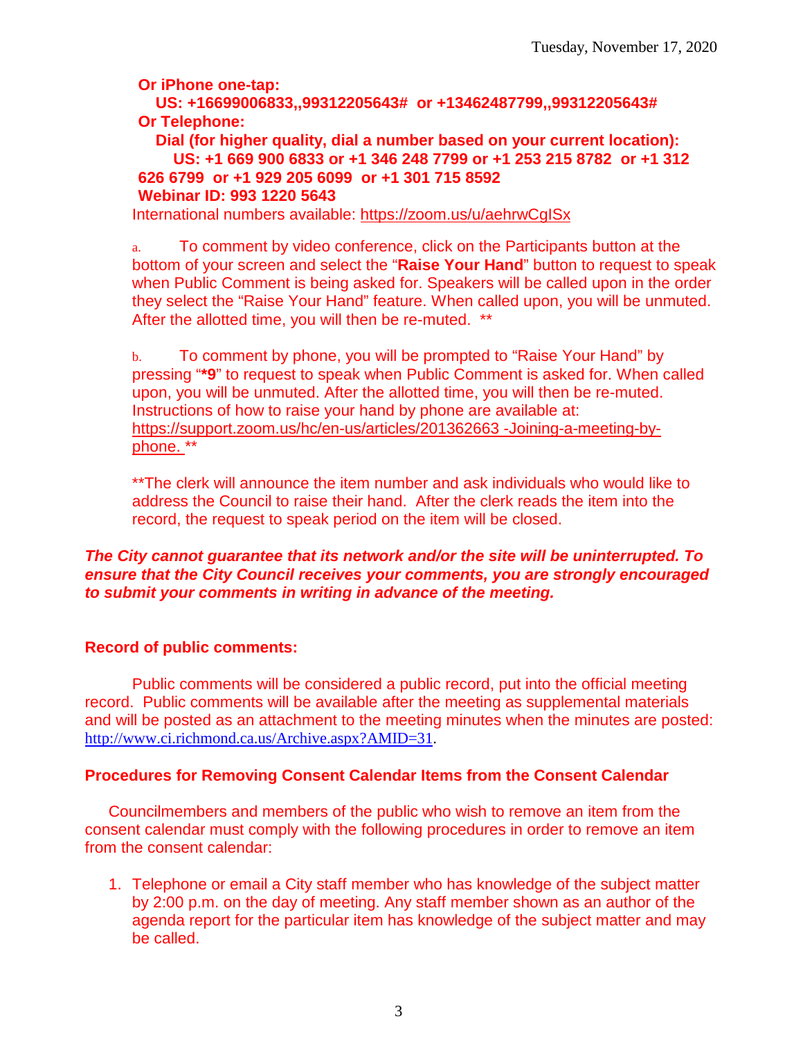**Or iPhone one-tap:**

**US: +16699006833,,99312205643# or +13462487799,,99312205643#**

**Or Telephone:**

**Dial (for higher quality, dial a number based on your current location):**

**US: +1 669 900 6833 or +1 346 248 7799 or +1 253 215 8782 or +1 312 626 6799 or +1 929 205 6099 or +1 301 715 8592**

**Webinar ID: 993 1220 5643**

International numbers available: https://zoom.us/u/aehrwCgISx

a. To comment by video conference, click on the Participants button at the bottom of your screen and select the "**Raise Your Hand**" button to request to speak when Public Comment is being asked for. Speakers will be called upon in the order they select the "Raise Your Hand" feature. When called upon, you will be unmuted. After the allotted time, you will then be re-muted. **

b. To comment by phone, you will be prompted to "Raise Your Hand" by pressing "***9**" to request to speak when Public Comment is asked for. When called upon, you will be unmuted. After the allotted time, you will then be re-muted. Instructions of how to raise your hand by phone are available at: https://support.zoom.us/hc/en-us/articles/201362663 -Joining-a-meeting-by-phone. **

**The clerk will announce the item number and ask individuals who would like to address the Council to raise their hand. After the clerk reads the item into the record, the request to speak period on the item will be closed.

***The City cannot guarantee that its network and/or the site will be uninterrupted. To ensure that the City Council receives your comments, you are strongly encouraged to submit your comments in writing in advance of the meeting.***

**Record of public comments:**

Public comments will be considered a public record, put into the official meeting record. Public comments will be available after the meeting as supplemental materials and will be posted as an attachment to the meeting minutes when the minutes are posted: http://www.ci.richmond.ca.us/Archive.aspx?AMID=31.

**Procedures for Removing Consent Calendar Items from the Consent Calendar**

Councilmembers and members of the public who wish to remove an item from the consent calendar must comply with the following procedures in order to remove an item from the consent calendar:

1. Telephone or email a City staff member who has knowledge of the subject matter by 2:00 p.m. on the day of meeting. Any staff member shown as an author of the agenda report for the particular item has knowledge of the subject matter and may be called.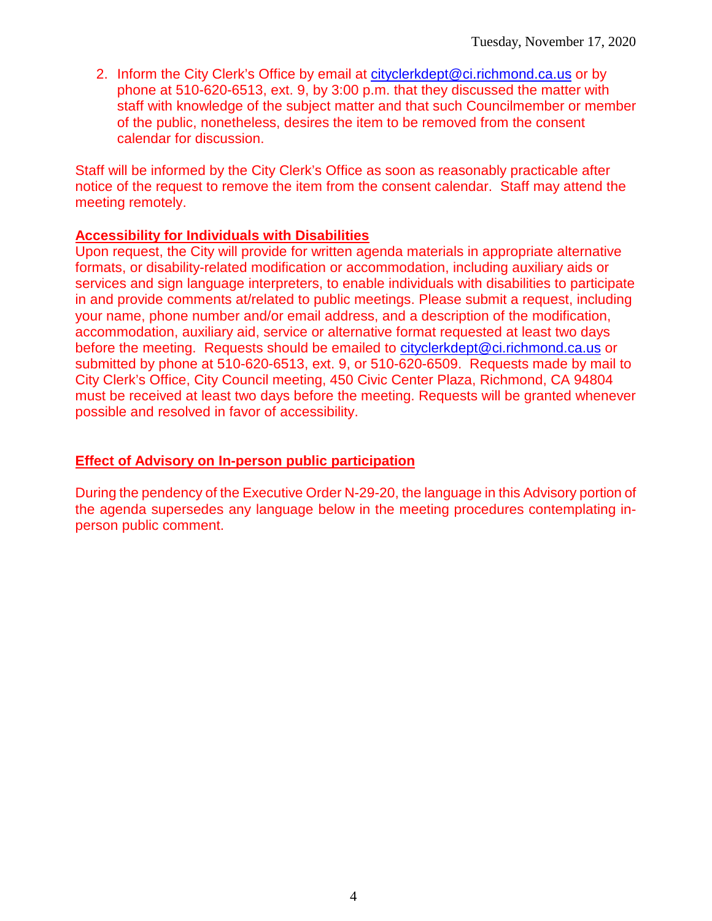2. Inform the City Clerk's Office by email at cityclerkdept@ci.richmond.ca.us or by phone at 510-620-6513, ext. 9, by 3:00 p.m. that they discussed the matter with staff with knowledge of the subject matter and that such Councilmember or member of the public, nonetheless, desires the item to be removed from the consent calendar for discussion.

Staff will be informed by the City Clerk's Office as soon as reasonably practicable after notice of the request to remove the item from the consent calendar. Staff may attend the meeting remotely.

**Accessibility for Individuals with Disabilities**

Upon request, the City will provide for written agenda materials in appropriate alternative formats, or disability-related modification or accommodation, including auxiliary aids or services and sign language interpreters, to enable individuals with disabilities to participate in and provide comments at/related to public meetings. Please submit a request, including your name, phone number and/or email address, and a description of the modification, accommodation, auxiliary aid, service or alternative format requested at least two days before the meeting. Requests should be emailed to cityclerkdept@ci.richmond.ca.us or submitted by phone at 510-620-6513, ext. 9, or 510-620-6509. Requests made by mail to City Clerk's Office, City Council meeting, 450 Civic Center Plaza, Richmond, CA 94804 must be received at least two days before the meeting. Requests will be granted whenever possible and resolved in favor of accessibility.

**Effect of Advisory on In-person public participation**

During the pendency of the Executive Order N-29-20, the language in this Advisory portion of the agenda supersedes any language below in the meeting procedures contemplating in-person public comment.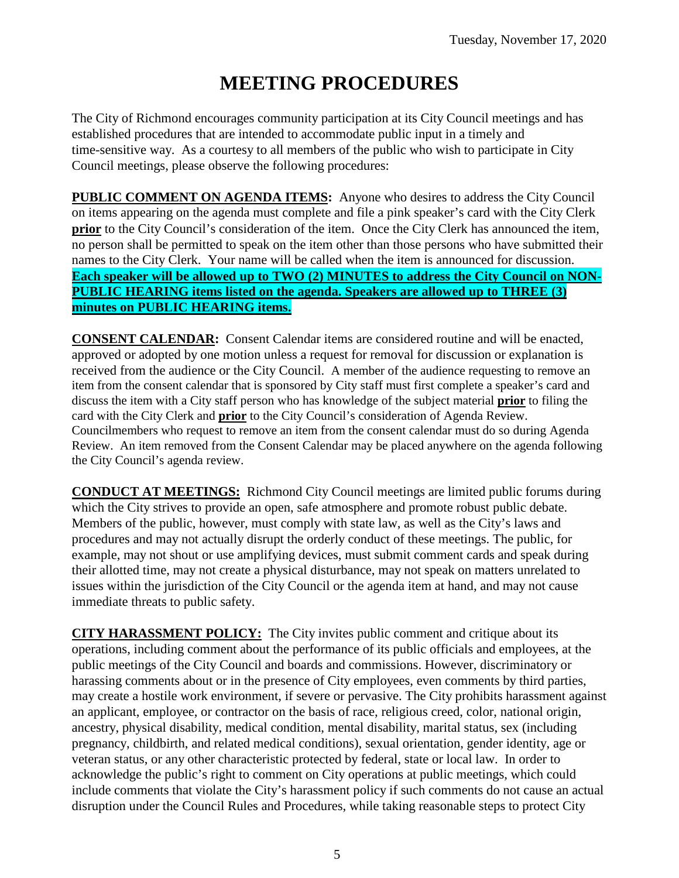# MEETING PROCEDURES

The City of Richmond encourages community participation at its City Council meetings and has established procedures that are intended to accommodate public input in a timely and time-sensitive way. As a courtesy to all members of the public who wish to participate in City Council meetings, please observe the following procedures:

**PUBLIC COMMENT ON AGENDA ITEMS:** Anyone who desires to address the City Council on items appearing on the agenda must complete and file a pink speaker's card with the City Clerk **prior** to the City Council's consideration of the item. Once the City Clerk has announced the item, no person shall be permitted to speak on the item other than those persons who have submitted their names to the City Clerk. Your name will be called when the item is announced for discussion. **Each speaker will be allowed up to TWO (2) MINUTES to address the City Council on NON-PUBLIC HEARING items listed on the agenda. Speakers are allowed up to THREE (3) minutes on PUBLIC HEARING items.**

**CONSENT CALENDAR:** Consent Calendar items are considered routine and will be enacted, approved or adopted by one motion unless a request for removal for discussion or explanation is received from the audience or the City Council. A member of the audience requesting to remove an item from the consent calendar that is sponsored by City staff must first complete a speaker's card and discuss the item with a City staff person who has knowledge of the subject material **prior** to filing the card with the City Clerk and **prior** to the City Council's consideration of Agenda Review. Councilmembers who request to remove an item from the consent calendar must do so during Agenda Review. An item removed from the Consent Calendar may be placed anywhere on the agenda following the City Council's agenda review.

**CONDUCT AT MEETINGS:** Richmond City Council meetings are limited public forums during which the City strives to provide an open, safe atmosphere and promote robust public debate. Members of the public, however, must comply with state law, as well as the City's laws and procedures and may not actually disrupt the orderly conduct of these meetings. The public, for example, may not shout or use amplifying devices, must submit comment cards and speak during their allotted time, may not create a physical disturbance, may not speak on matters unrelated to issues within the jurisdiction of the City Council or the agenda item at hand, and may not cause immediate threats to public safety.

**CITY HARASSMENT POLICY:** The City invites public comment and critique about its operations, including comment about the performance of its public officials and employees, at the public meetings of the City Council and boards and commissions. However, discriminatory or harassing comments about or in the presence of City employees, even comments by third parties, may create a hostile work environment, if severe or pervasive. The City prohibits harassment against an applicant, employee, or contractor on the basis of race, religious creed, color, national origin, ancestry, physical disability, medical condition, mental disability, marital status, sex (including pregnancy, childbirth, and related medical conditions), sexual orientation, gender identity, age or veteran status, or any other characteristic protected by federal, state or local law. In order to acknowledge the public's right to comment on City operations at public meetings, which could include comments that violate the City's harassment policy if such comments do not cause an actual disruption under the Council Rules and Procedures, while taking reasonable steps to protect City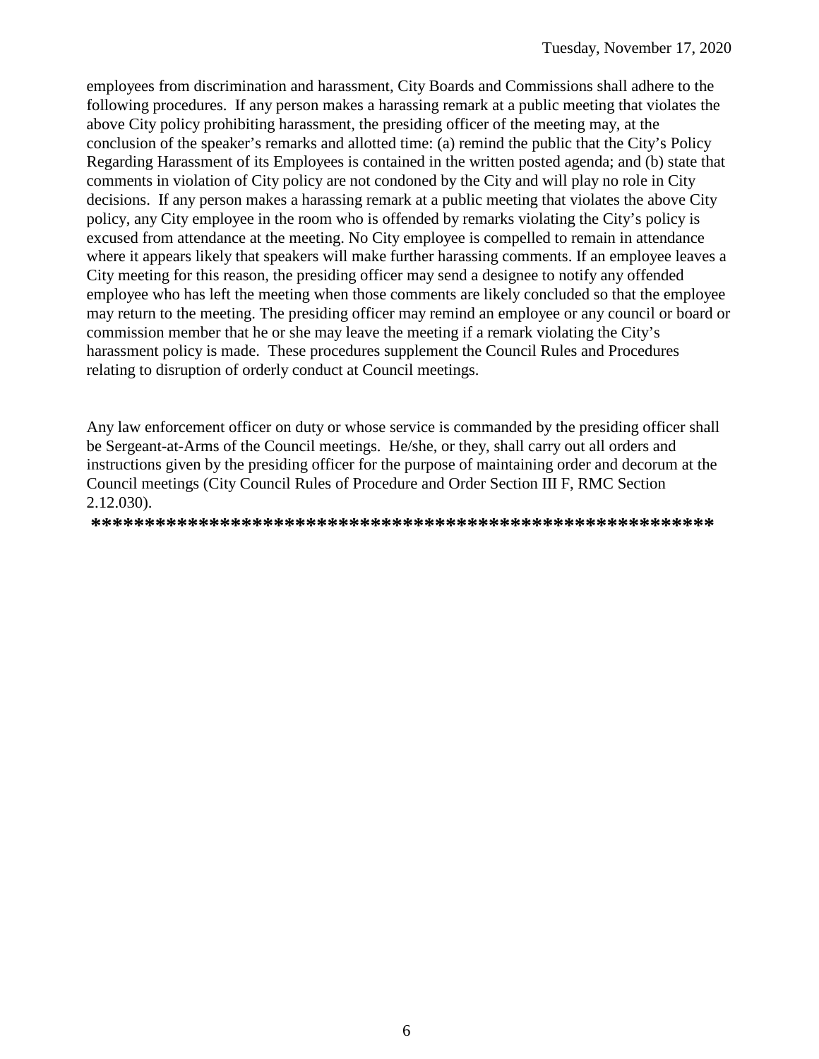employees from discrimination and harassment, City Boards and Commissions shall adhere to the following procedures. If any person makes a harassing remark at a public meeting that violates the above City policy prohibiting harassment, the presiding officer of the meeting may, at the conclusion of the speaker's remarks and allotted time: (a) remind the public that the City's Policy Regarding Harassment of its Employees is contained in the written posted agenda; and (b) state that comments in violation of City policy are not condoned by the City and will play no role in City decisions. If any person makes a harassing remark at a public meeting that violates the above City policy, any City employee in the room who is offended by remarks violating the City's policy is excused from attendance at the meeting. No City employee is compelled to remain in attendance where it appears likely that speakers will make further harassing comments. If an employee leaves a City meeting for this reason, the presiding officer may send a designee to notify any offended employee who has left the meeting when those comments are likely concluded so that the employee may return to the meeting. The presiding officer may remind an employee or any council or board or commission member that he or she may leave the meeting if a remark violating the City's harassment policy is made. These procedures supplement the Council Rules and Procedures relating to disruption of orderly conduct at Council meetings.

Any law enforcement officer on duty or whose service is commanded by the presiding officer shall be Sergeant-at-Arms of the Council meetings. He/she, or they, shall carry out all orders and instructions given by the presiding officer for the purpose of maintaining order and decorum at the Council meetings (City Council Rules of Procedure and Order Section III F, RMC Section 2.12.030).

**********************************************************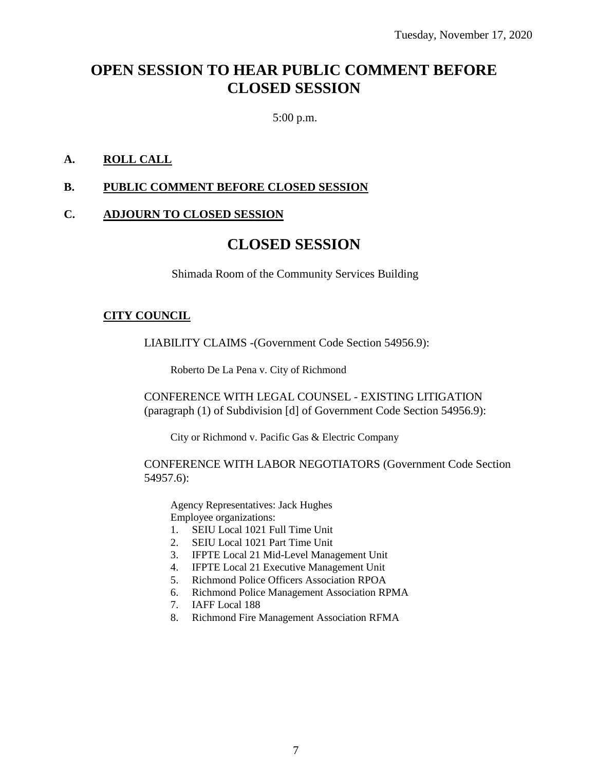Tuesday, November 17, 2020

# OPEN SESSION TO HEAR PUBLIC COMMENT BEFORE CLOSED SESSION

5:00 p.m.

**A. ROLL CALL**

**B. PUBLIC COMMENT BEFORE CLOSED SESSION**

**C. ADJOURN TO CLOSED SESSION**

# CLOSED SESSION

Shimada Room of the Community Services Building

**CITY COUNCIL**

LIABILITY CLAIMS -(Government Code Section 54956.9):

Roberto De La Pena v. City of Richmond

CONFERENCE WITH LEGAL COUNSEL - EXISTING LITIGATION (paragraph (1) of Subdivision [d] of Government Code Section 54956.9):

City or Richmond v. Pacific Gas & Electric Company

CONFERENCE WITH LABOR NEGOTIATORS (Government Code Section 54957.6):

Agency Representatives: Jack Hughes
Employee organizations:

1. SEIU Local 1021 Full Time Unit
2. SEIU Local 1021 Part Time Unit
3. IFPTE Local 21 Mid-Level Management Unit
4. IFPTE Local 21 Executive Management Unit
5. Richmond Police Officers Association RPOA
6. Richmond Police Management Association RPMA
7. IAFF Local 188
8. Richmond Fire Management Association RFMA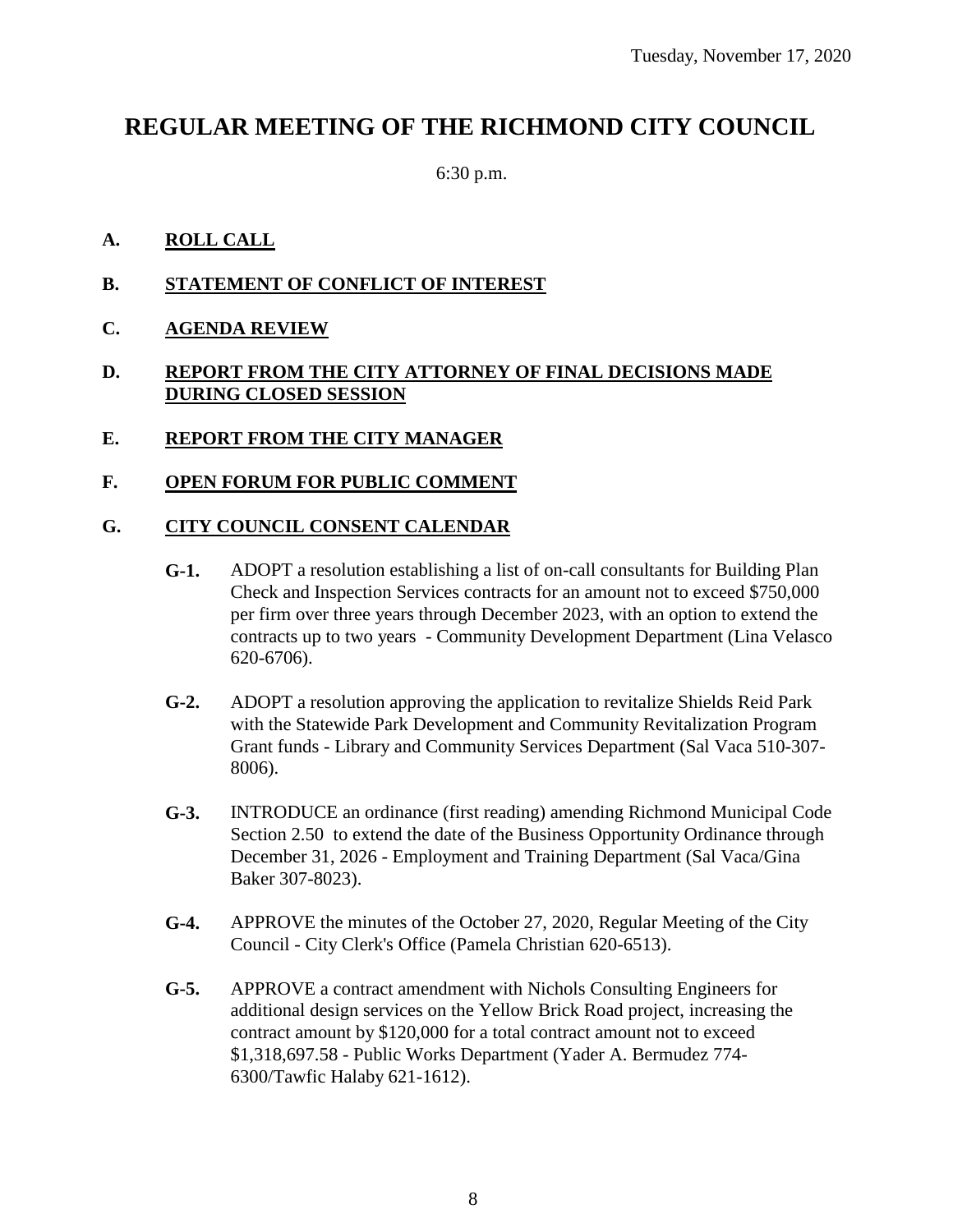Tuesday, November 17, 2020

# REGULAR MEETING OF THE RICHMOND CITY COUNCIL

6:30 p.m.

**A. ROLL CALL**

**B. STATEMENT OF CONFLICT OF INTEREST**

**C. AGENDA REVIEW**

**D. REPORT FROM THE CITY ATTORNEY OF FINAL DECISIONS MADE DURING CLOSED SESSION**

**E. REPORT FROM THE CITY MANAGER**

**F. OPEN FORUM FOR PUBLIC COMMENT**

**G. CITY COUNCIL CONSENT CALENDAR**

**G-1.** ADOPT a resolution establishing a list of on-call consultants for Building Plan Check and Inspection Services contracts for an amount not to exceed $750,000 per firm over three years through December 2023, with an option to extend the contracts up to two years - Community Development Department (Lina Velasco 620-6706).

**G-2.** ADOPT a resolution approving the application to revitalize Shields Reid Park with the Statewide Park Development and Community Revitalization Program Grant funds - Library and Community Services Department (Sal Vaca 510-307-8006).

**G-3.** INTRODUCE an ordinance (first reading) amending Richmond Municipal Code Section 2.50 to extend the date of the Business Opportunity Ordinance through December 31, 2026 - Employment and Training Department (Sal Vaca/Gina Baker 307-8023).

**G-4.** APPROVE the minutes of the October 27, 2020, Regular Meeting of the City Council - City Clerk's Office (Pamela Christian 620-6513).

**G-5.** APPROVE a contract amendment with Nichols Consulting Engineers for additional design services on the Yellow Brick Road project, increasing the contract amount by $120,000 for a total contract amount not to exceed $1,318,697.58 - Public Works Department (Yader A. Bermudez 774-6300/Tawfic Halaby 621-1612).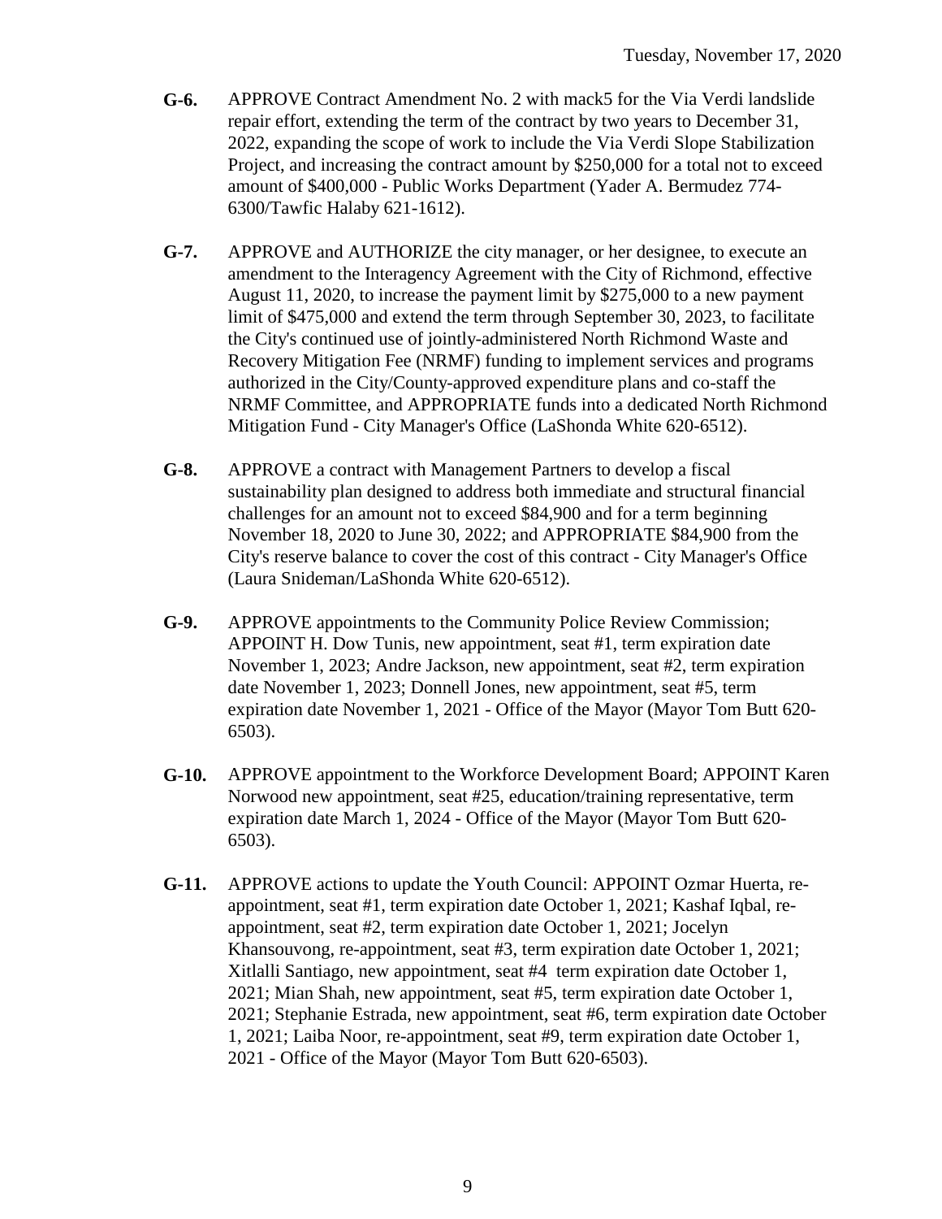**G-6.** APPROVE Contract Amendment No. 2 with mack5 for the Via Verdi landslide repair effort, extending the term of the contract by two years to December 31, 2022, expanding the scope of work to include the Via Verdi Slope Stabilization Project, and increasing the contract amount by $250,000 for a total not to exceed amount of $400,000 - Public Works Department (Yader A. Bermudez 774-6300/Tawfic Halaby 621-1612).

**G-7.** APPROVE and AUTHORIZE the city manager, or her designee, to execute an amendment to the Interagency Agreement with the City of Richmond, effective August 11, 2020, to increase the payment limit by $275,000 to a new payment limit of $475,000 and extend the term through September 30, 2023, to facilitate the City's continued use of jointly-administered North Richmond Waste and Recovery Mitigation Fee (NRMF) funding to implement services and programs authorized in the City/County-approved expenditure plans and co-staff the NRMF Committee, and APPROPRIATE funds into a dedicated North Richmond Mitigation Fund - City Manager's Office (LaShonda White 620-6512).

**G-8.** APPROVE a contract with Management Partners to develop a fiscal sustainability plan designed to address both immediate and structural financial challenges for an amount not to exceed $84,900 and for a term beginning November 18, 2020 to June 30, 2022; and APPROPRIATE $84,900 from the City's reserve balance to cover the cost of this contract - City Manager's Office (Laura Snideman/LaShonda White 620-6512).

**G-9.** APPROVE appointments to the Community Police Review Commission; APPOINT H. Dow Tunis, new appointment, seat #1, term expiration date November 1, 2023; Andre Jackson, new appointment, seat #2, term expiration date November 1, 2023; Donnell Jones, new appointment, seat #5, term expiration date November 1, 2021 - Office of the Mayor (Mayor Tom Butt 620-6503).

**G-10.** APPROVE appointment to the Workforce Development Board; APPOINT Karen Norwood new appointment, seat #25, education/training representative, term expiration date March 1, 2024 - Office of the Mayor (Mayor Tom Butt 620-6503).

**G-11.** APPROVE actions to update the Youth Council: APPOINT Ozmar Huerta, re-appointment, seat #1, term expiration date October 1, 2021; Kashaf Iqbal, re-appointment, seat #2, term expiration date October 1, 2021; Jocelyn Khansouvong, re-appointment, seat #3, term expiration date October 1, 2021; Xitlalli Santiago, new appointment, seat #4 term expiration date October 1, 2021; Mian Shah, new appointment, seat #5, term expiration date October 1, 2021; Stephanie Estrada, new appointment, seat #6, term expiration date October 1, 2021; Laiba Noor, re-appointment, seat #9, term expiration date October 1, 2021 - Office of the Mayor (Mayor Tom Butt 620-6503).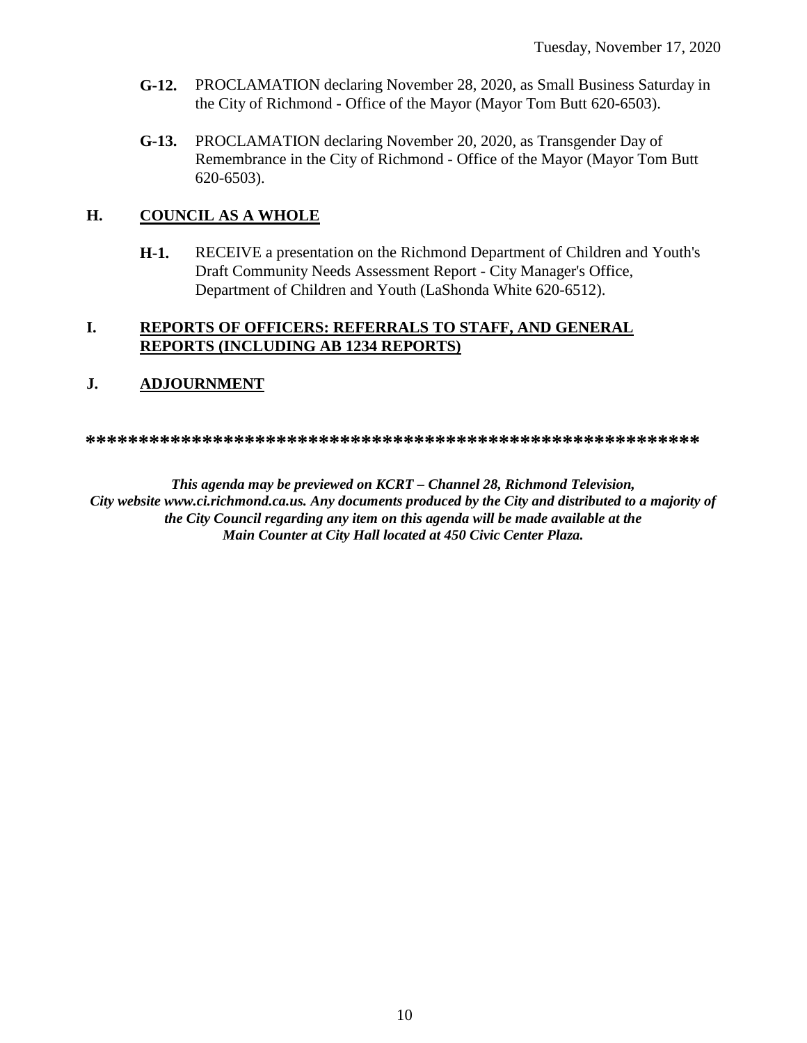- **G-12.** PROCLAMATION declaring November 28, 2020, as Small Business Saturday in the City of Richmond - Office of the Mayor (Mayor Tom Butt 620-6503).

- **G-13.** PROCLAMATION declaring November 20, 2020, as Transgender Day of Remembrance in the City of Richmond - Office of the Mayor (Mayor Tom Butt 620-6503).

## H. COUNCIL AS A WHOLE

- **H-1.** RECEIVE a presentation on the Richmond Department of Children and Youth's Draft Community Needs Assessment Report - City Manager's Office, Department of Children and Youth (LaShonda White 620-6512).

## I. REPORTS OF OFFICERS: REFERRALS TO STAFF, AND GENERAL REPORTS (INCLUDING AB 1234 REPORTS)

## J. ADJOURNMENT

**********************************************************

***This agenda may be previewed on KCRT – Channel 28, Richmond Television, City website www.ci.richmond.ca.us. Any documents produced by the City and distributed to a majority of the City Council regarding any item on this agenda will be made available at the Main Counter at City Hall located at 450 Civic Center Plaza.***